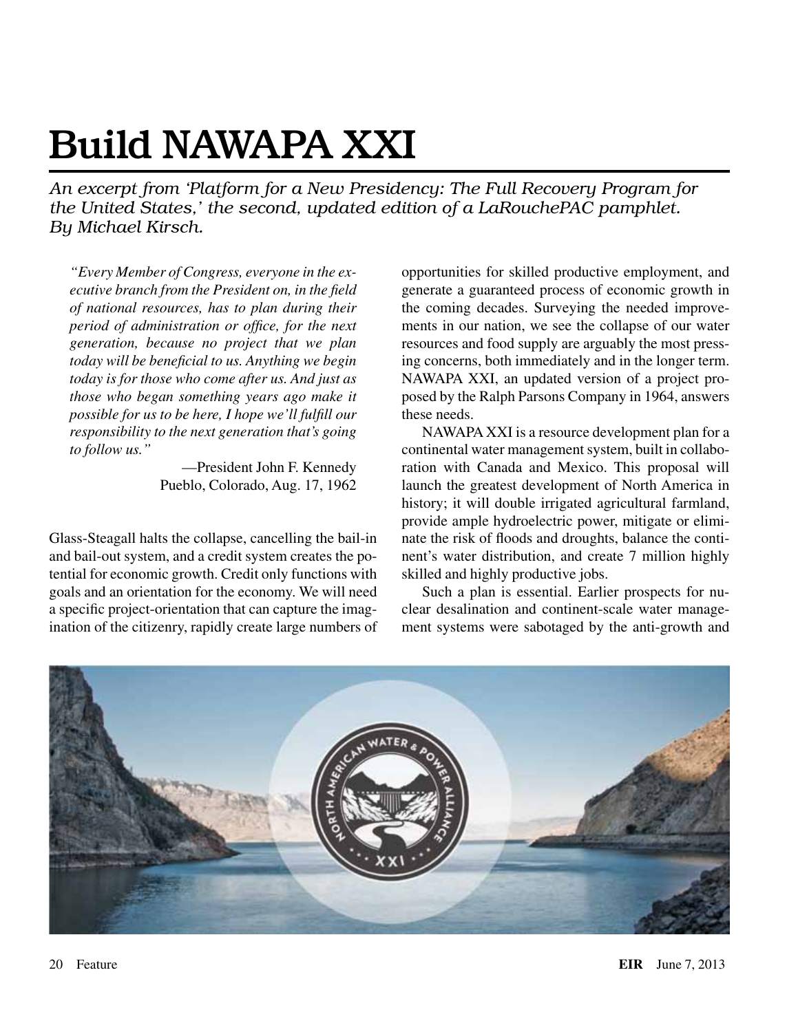# Build NAWAPA XXI

*An excerpt from 'Platform for a New Presidency: The Full Recovery Program for the United States,' the second, updated edition of a LaRouchePAC pamphlet. By Michael Kirsch.*

> *"Every Member of Congress, everyone in the executive branch from the President on, in the field of national resources, has to plan during their period of administration or office, for the next generation, because no project that we plan today will be beneficial to us. Anything we begin today is for those who come after us. And just as those who began something years ago make it possible for us to be here, I hope we'll fulfill our responsibility to the next generation that's going to follow us."*
>
> —President John F. Kennedy
> Pueblo, Colorado, Aug. 17, 1962

Glass-Steagall halts the collapse, cancelling the bail-in and bail-out system, and a credit system creates the potential for economic growth. Credit only functions with goals and an orientation for the economy. We will need a specific project-orientation that can capture the imagination of the citizenry, rapidly create large numbers of opportunities for skilled productive employment, and generate a guaranteed process of economic growth in the coming decades. Surveying the needed improvements in our nation, we see the collapse of our water resources and food supply are arguably the most pressing concerns, both immediately and in the longer term. NAWAPA XXI, an updated version of a project proposed by the Ralph Parsons Company in 1964, answers these needs.

NAWAPA XXI is a resource development plan for a continental water management system, built in collaboration with Canada and Mexico. This proposal will launch the greatest development of North America in history; it will double irrigated agricultural farmland, provide ample hydroelectric power, mitigate or eliminate the risk of floods and droughts, balance the continent's water distribution, and create 7 million highly skilled and highly productive jobs.

Such a plan is essential. Earlier prospects for nuclear desalination and continent-scale water management systems were sabotaged by the anti-growth and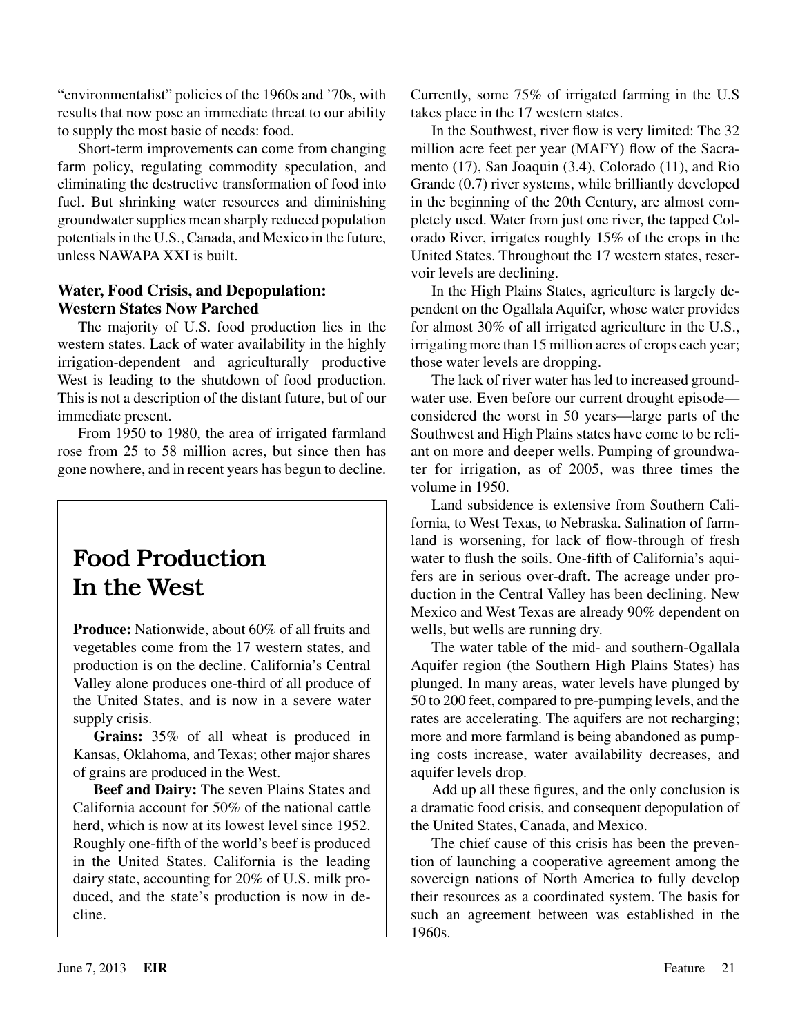"environmentalist" policies of the 1960s and '70s, with results that now pose an immediate threat to our ability to supply the most basic of needs: food.

Short-term improvements can come from changing farm policy, regulating commodity speculation, and eliminating the destructive transformation of food into fuel. But shrinking water resources and diminishing groundwater supplies mean sharply reduced population potentials in the U.S., Canada, and Mexico in the future, unless NAWAPA XXI is built.

## Water, Food Crisis, and Depopulation: Western States Now Parched

The majority of U.S. food production lies in the western states. Lack of water availability in the highly irrigation-dependent and agriculturally productive West is leading to the shutdown of food production. This is not a description of the distant future, but of our immediate present.

From 1950 to 1980, the area of irrigated farmland rose from 25 to 58 million acres, but since then has gone nowhere, and in recent years has begun to decline. Currently, some 75% of irrigated farming in the U.S takes place in the 17 western states.

In the Southwest, river flow is very limited: The 32 million acre feet per year (MAFY) flow of the Sacramento (17), San Joaquin (3.4), Colorado (11), and Rio Grande (0.7) river systems, while brilliantly developed in the beginning of the 20th Century, are almost completely used. Water from just one river, the tapped Colorado River, irrigates roughly 15% of the crops in the United States. Throughout the 17 western states, reservoir levels are declining.

In the High Plains States, agriculture is largely dependent on the Ogallala Aquifer, whose water provides for almost 30% of all irrigated agriculture in the U.S., irrigating more than 15 million acres of crops each year; those water levels are dropping.

The lack of river water has led to increased groundwater use. Even before our current drought episode—considered the worst in 50 years—large parts of the Southwest and High Plains states have come to be reliant on more and deeper wells. Pumping of groundwater for irrigation, as of 2005, was three times the volume in 1950.

Land subsidence is extensive from Southern California, to West Texas, to Nebraska. Salination of farmland is worsening, for lack of flow-through of fresh water to flush the soils. One-fifth of California's aquifers are in serious over-draft. The acreage under production in the Central Valley has been declining. New Mexico and West Texas are already 90% dependent on wells, but wells are running dry.

The water table of the mid- and southern-Ogallala Aquifer region (the Southern High Plains States) has plunged. In many areas, water levels have plunged by 50 to 200 feet, compared to pre-pumping levels, and the rates are accelerating. The aquifers are not recharging; more and more farmland is being abandoned as pumping costs increase, water availability decreases, and aquifer levels drop.

Add up all these figures, and the only conclusion is a dramatic food crisis, and consequent depopulation of the United States, Canada, and Mexico.

The chief cause of this crisis has been the prevention of launching a cooperative agreement among the sovereign nations of North America to fully develop their resources as a coordinated system. The basis for such an agreement between was established in the 1960s.

## Food Production In the West

**Produce:** Nationwide, about 60% of all fruits and vegetables come from the 17 western states, and production is on the decline. California's Central Valley alone produces one-third of all produce of the United States, and is now in a severe water supply crisis.

**Grains:** 35% of all wheat is produced in Kansas, Oklahoma, and Texas; other major shares of grains are produced in the West.

**Beef and Dairy:** The seven Plains States and California account for 50% of the national cattle herd, which is now at its lowest level since 1952. Roughly one-fifth of the world's beef is produced in the United States. California is the leading dairy state, accounting for 20% of U.S. milk produced, and the state's production is now in decline.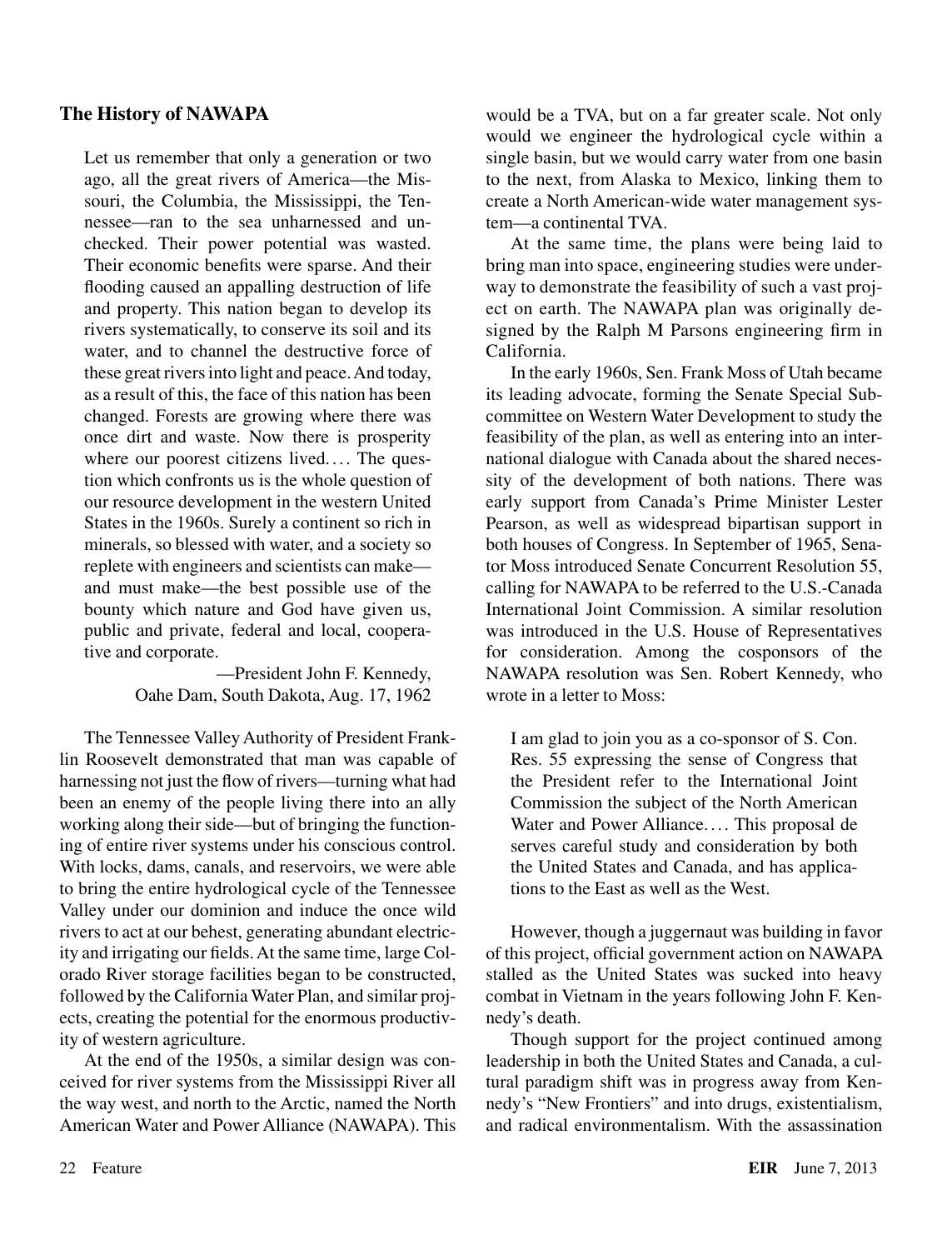### The History of NAWAPA

> Let us remember that only a generation or two ago, all the great rivers of America—the Missouri, the Columbia, the Mississippi, the Tennessee—ran to the sea unharnessed and unchecked. Their power potential was wasted. Their economic benefits were sparse. And their flooding caused an appalling destruction of life and property. This nation began to develop its rivers systematically, to conserve its soil and its water, and to channel the destructive force of these great rivers into light and peace. And today, as a result of this, the face of this nation has been changed. Forests are growing where there was once dirt and waste. Now there is prosperity where our poorest citizens lived.... The question which confronts us is the whole question of our resource development in the western United States in the 1960s. Surely a continent so rich in minerals, so blessed with water, and a society so replete with engineers and scientists can make—and must make—the best possible use of the bounty which nature and God have given us, public and private, federal and local, cooperative and corporate.
>
> —President John F. Kennedy,
> Oahe Dam, South Dakota, Aug. 17, 1962

The Tennessee Valley Authority of President Franklin Roosevelt demonstrated that man was capable of harnessing not just the flow of rivers—turning what had been an enemy of the people living there into an ally working along their side—but of bringing the functioning of entire river systems under his conscious control. With locks, dams, canals, and reservoirs, we were able to bring the entire hydrological cycle of the Tennessee Valley under our dominion and induce the once wild rivers to act at our behest, generating abundant electricity and irrigating our fields. At the same time, large Colorado River storage facilities began to be constructed, followed by the California Water Plan, and similar projects, creating the potential for the enormous productivity of western agriculture.

At the end of the 1950s, a similar design was conceived for river systems from the Mississippi River all the way west, and north to the Arctic, named the North American Water and Power Alliance (NAWAPA). This would be a TVA, but on a far greater scale. Not only would we engineer the hydrological cycle within a single basin, but we would carry water from one basin to the next, from Alaska to Mexico, linking them to create a North American-wide water management system—a continental TVA.

At the same time, the plans were being laid to bring man into space, engineering studies were underway to demonstrate the feasibility of such a vast project on earth. The NAWAPA plan was originally designed by the Ralph M Parsons engineering firm in California.

In the early 1960s, Sen. Frank Moss of Utah became its leading advocate, forming the Senate Special Subcommittee on Western Water Development to study the feasibility of the plan, as well as entering into an international dialogue with Canada about the shared necessity of the development of both nations. There was early support from Canada's Prime Minister Lester Pearson, as well as widespread bipartisan support in both houses of Congress. In September of 1965, Senator Moss introduced Senate Concurrent Resolution 55, calling for NAWAPA to be referred to the U.S.-Canada International Joint Commission. A similar resolution was introduced in the U.S. House of Representatives for consideration. Among the cosponsors of the NAWAPA resolution was Sen. Robert Kennedy, who wrote in a letter to Moss:

> I am glad to join you as a co-sponsor of S. Con. Res. 55 expressing the sense of Congress that the President refer to the International Joint Commission the subject of the North American Water and Power Alliance.... This proposal deserves careful study and consideration by both the United States and Canada, and has applications to the East as well as the West.

However, though a juggernaut was building in favor of this project, official government action on NAWAPA stalled as the United States was sucked into heavy combat in Vietnam in the years following John F. Kennedy's death.

Though support for the project continued among leadership in both the United States and Canada, a cultural paradigm shift was in progress away from Kennedy's "New Frontiers" and into drugs, existentialism, and radical environmentalism. With the assassination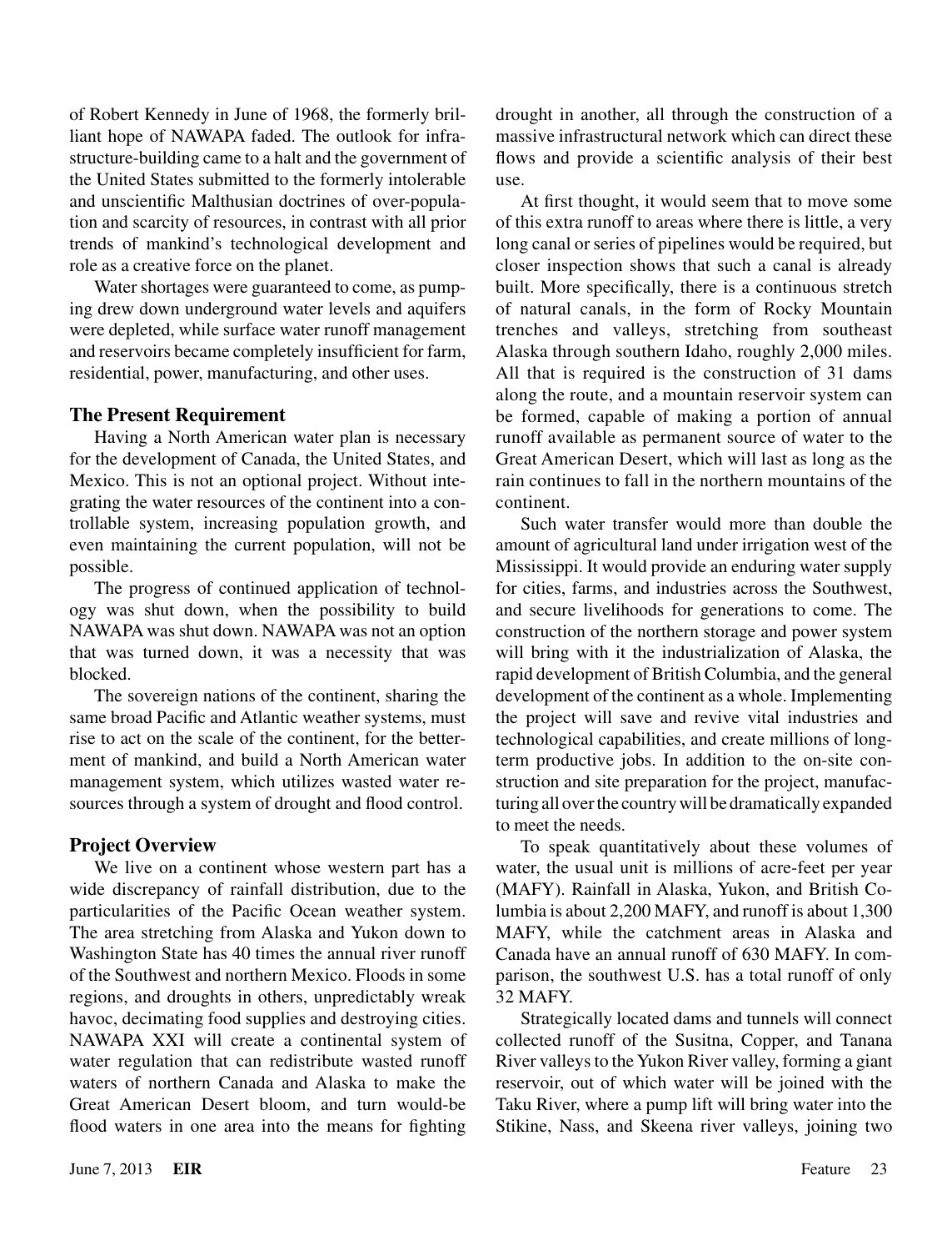of Robert Kennedy in June of 1968, the formerly brilliant hope of NAWAPA faded. The outlook for infrastructure-building came to a halt and the government of the United States submitted to the formerly intolerable and unscientific Malthusian doctrines of over-population and scarcity of resources, in contrast with all prior trends of mankind's technological development and role as a creative force on the planet.

Water shortages were guaranteed to come, as pumping drew down underground water levels and aquifers were depleted, while surface water runoff management and reservoirs became completely insufficient for farm, residential, power, manufacturing, and other uses.

### The Present Requirement

Having a North American water plan is necessary for the development of Canada, the United States, and Mexico. This is not an optional project. Without integrating the water resources of the continent into a controllable system, increasing population growth, and even maintaining the current population, will not be possible.

The progress of continued application of technology was shut down, when the possibility to build NAWAPA was shut down. NAWAPA was not an option that was turned down, it was a necessity that was blocked.

The sovereign nations of the continent, sharing the same broad Pacific and Atlantic weather systems, must rise to act on the scale of the continent, for the betterment of mankind, and build a North American water management system, which utilizes wasted water resources through a system of drought and flood control.

### Project Overview

We live on a continent whose western part has a wide discrepancy of rainfall distribution, due to the particularities of the Pacific Ocean weather system. The area stretching from Alaska and Yukon down to Washington State has 40 times the annual river runoff of the Southwest and northern Mexico. Floods in some regions, and droughts in others, unpredictably wreak havoc, decimating food supplies and destroying cities. NAWAPA XXI will create a continental system of water regulation that can redistribute wasted runoff waters of northern Canada and Alaska to make the Great American Desert bloom, and turn would-be flood waters in one area into the means for fighting drought in another, all through the construction of a massive infrastructural network which can direct these flows and provide a scientific analysis of their best use.

At first thought, it would seem that to move some of this extra runoff to areas where there is little, a very long canal or series of pipelines would be required, but closer inspection shows that such a canal is already built. More specifically, there is a continuous stretch of natural canals, in the form of Rocky Mountain trenches and valleys, stretching from southeast Alaska through southern Idaho, roughly 2,000 miles. All that is required is the construction of 31 dams along the route, and a mountain reservoir system can be formed, capable of making a portion of annual runoff available as permanent source of water to the Great American Desert, which will last as long as the rain continues to fall in the northern mountains of the continent.

Such water transfer would more than double the amount of agricultural land under irrigation west of the Mississippi. It would provide an enduring water supply for cities, farms, and industries across the Southwest, and secure livelihoods for generations to come. The construction of the northern storage and power system will bring with it the industrialization of Alaska, the rapid development of British Columbia, and the general development of the continent as a whole. Implementing the project will save and revive vital industries and technological capabilities, and create millions of long-term productive jobs. In addition to the on-site construction and site preparation for the project, manufacturing all over the country will be dramatically expanded to meet the needs.

To speak quantitatively about these volumes of water, the usual unit is millions of acre-feet per year (MAFY). Rainfall in Alaska, Yukon, and British Columbia is about 2,200 MAFY, and runoff is about 1,300 MAFY, while the catchment areas in Alaska and Canada have an annual runoff of 630 MAFY. In comparison, the southwest U.S. has a total runoff of only 32 MAFY.

Strategically located dams and tunnels will connect collected runoff of the Susitna, Copper, and Tanana River valleys to the Yukon River valley, forming a giant reservoir, out of which water will be joined with the Taku River, where a pump lift will bring water into the Stikine, Nass, and Skeena river valleys, joining two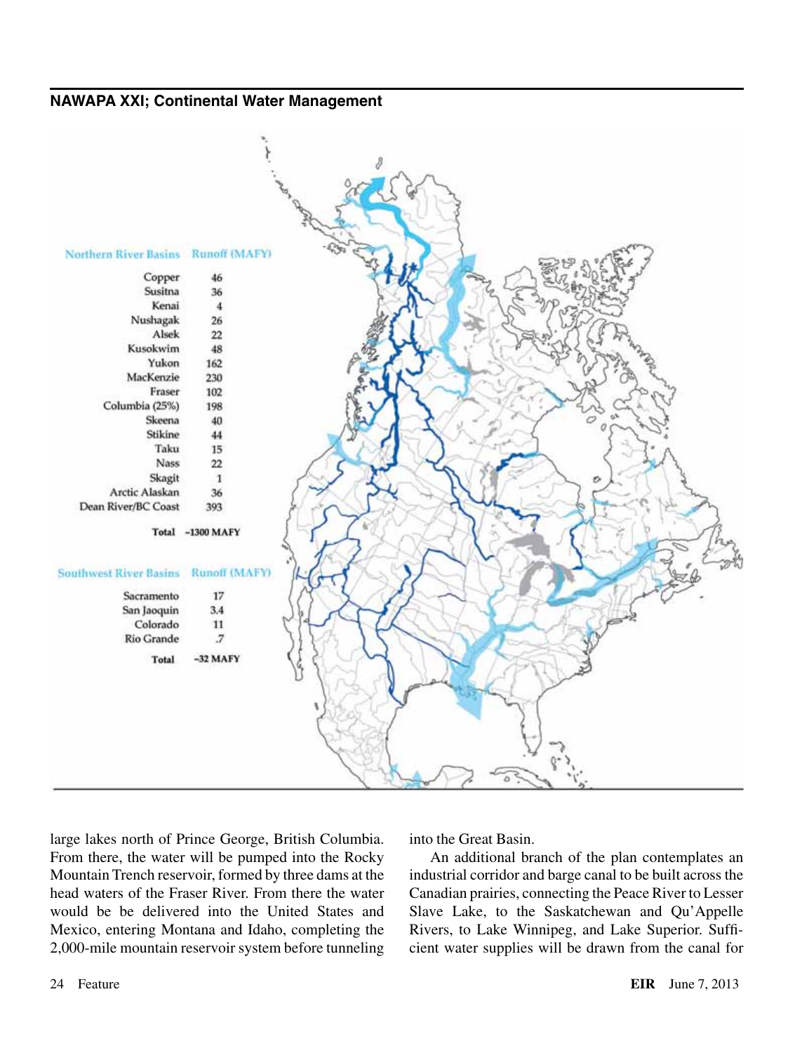| Northern River Basins | Runoff (MAFY) |
| --- | --- |
| Copper | 46 |
| Susitna | 36 |
| Kenai | 4 |
| Nushagak | 26 |
| Alsek | 22 |
| Kusokwim | 48 |
| Yukon | 162 |
| MacKenzie | 230 |
| Fraser | 102 |
| Columbia (25%) | 198 |
| Skeena | 40 |
| Stikine | 44 |
| Taku | 15 |
| Nass | 22 |
| Skagit | 1 |
| Arctic Alaskan | 36 |
| Dean River/BC Coast | 393 |
| Total | ~1300 MAFY |

| Southwest River Basins | Runoff (MAFY) |
| --- | --- |
| Sacramento | 17 |
| San Jaquin | 3.4 |
| Colorado | 11 |
| Rio Grande | .7 |
| Total | ~32 MAFY |

large lakes north of Prince George, British Columbia. From there, the water will be pumped into the Rocky Mountain Trench reservoir, formed by three dams at the head waters of the Fraser River. From there the water would be be delivered into the United States and Mexico, entering Montana and Idaho, completing the 2,000-mile mountain reservoir system before tunneling into the Great Basin.

An additional branch of the plan contemplates an industrial corridor and barge canal to be built across the Canadian prairies, connecting the Peace River to Lesser Slave Lake, to the Saskatchewan and Qu'Appelle Rivers, to Lake Winnipeg, and Lake Superior. Sufficient water supplies will be drawn from the canal for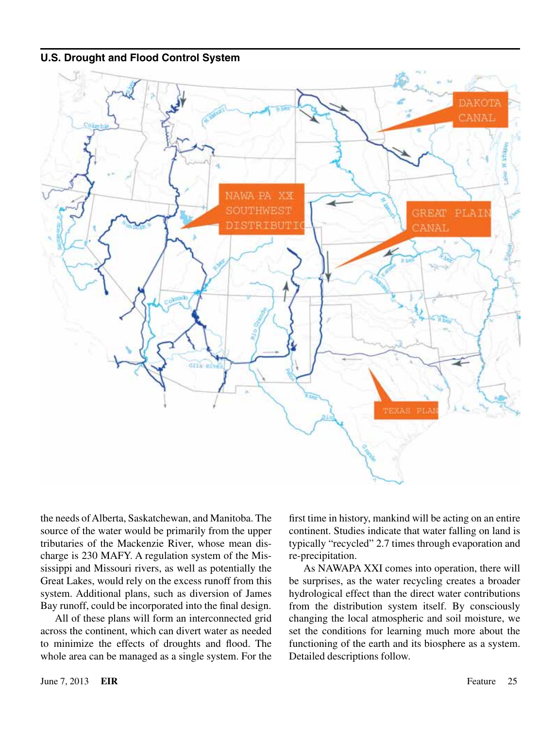**U.S. Drought and Flood Control System**

the needs of Alberta, Saskatchewan, and Manitoba. The source of the water would be primarily from the upper tributaries of the Mackenzie River, whose mean discharge is 230 MAFY. A regulation system of the Mississippi and Missouri rivers, as well as potentially the Great Lakes, would rely on the excess runoff from this system. Additional plans, such as diversion of James Bay runoff, could be incorporated into the final design.

All of these plans will form an interconnected grid across the continent, which can divert water as needed to minimize the effects of droughts and flood. The whole area can be managed as a single system. For the first time in history, mankind will be acting on an entire continent. Studies indicate that water falling on land is typically "recycled" 2.7 times through evaporation and re-precipitation.

As NAWAPA XXI comes into operation, there will be surprises, as the water recycling creates a broader hydrological effect than the direct water contributions from the distribution system itself. By consciously changing the local atmospheric and soil moisture, we set the conditions for learning much more about the functioning of the earth and its biosphere as a system. Detailed descriptions follow.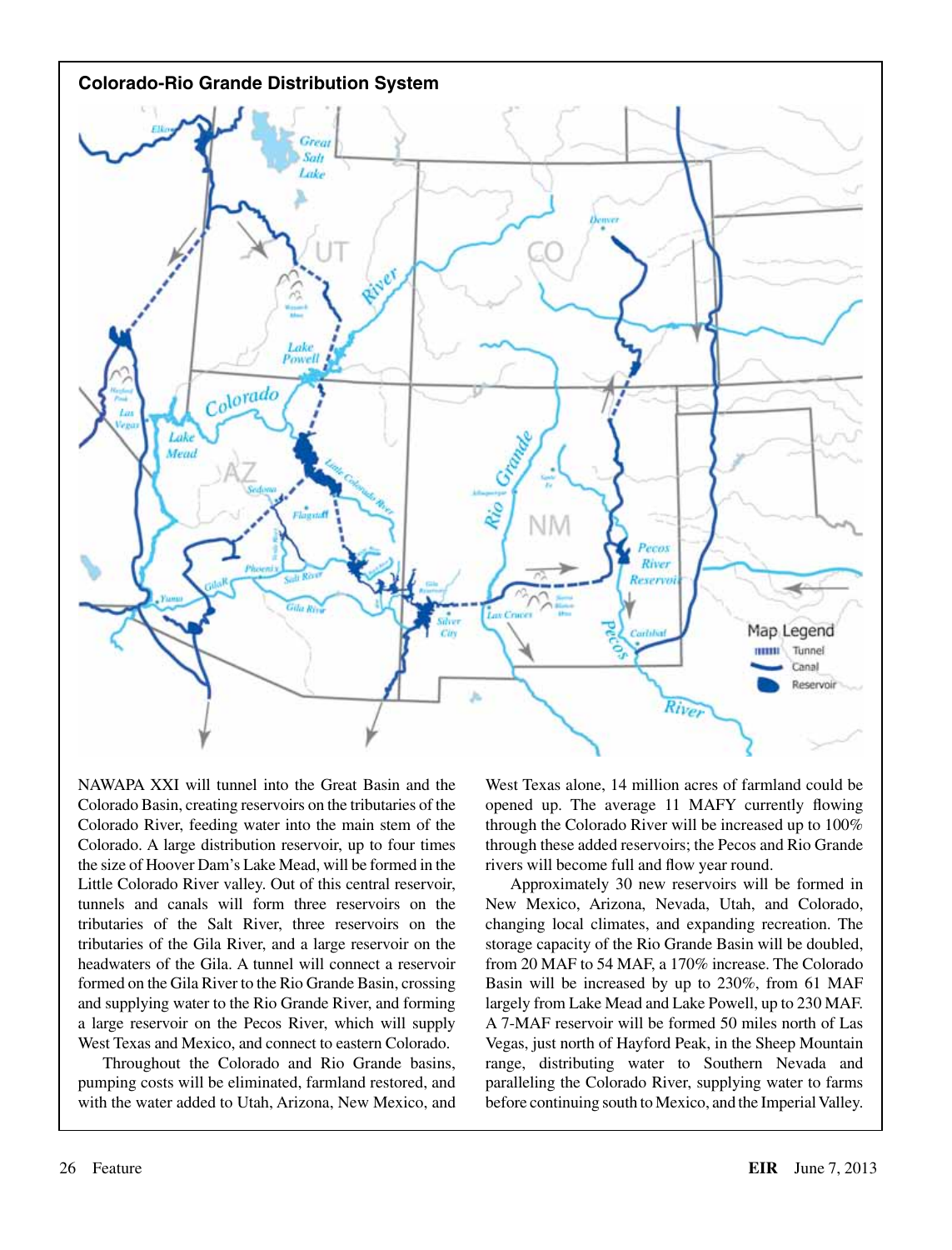## Colorado-Rio Grande Distribution System

NAWAPA XXI will tunnel into the Great Basin and the Colorado Basin, creating reservoirs on the tributaries of the Colorado River, feeding water into the main stem of the Colorado. A large distribution reservoir, up to four times the size of Hoover Dam's Lake Mead, will be formed in the Little Colorado River valley. Out of this central reservoir, tunnels and canals will form three reservoirs on the tributaries of the Salt River, three reservoirs on the tributaries of the Gila River, and a large reservoir on the headwaters of the Gila. A tunnel will connect a reservoir formed on the Gila River to the Rio Grande Basin, crossing and supplying water to the Rio Grande River, and forming a large reservoir on the Pecos River, which will supply West Texas and Mexico, and connect to eastern Colorado.

Throughout the Colorado and Rio Grande basins, pumping costs will be eliminated, farmland restored, and with the water added to Utah, Arizona, New Mexico, and West Texas alone, 14 million acres of farmland could be opened up. The average 11 MAFY currently flowing through the Colorado River will be increased up to 100% through these added reservoirs; the Pecos and Rio Grande rivers will become full and flow year round.

Approximately 30 new reservoirs will be formed in New Mexico, Arizona, Nevada, Utah, and Colorado, changing local climates, and expanding recreation. The storage capacity of the Rio Grande Basin will be doubled, from 20 MAF to 54 MAF, a 170% increase. The Colorado Basin will be increased by up to 230%, from 61 MAF largely from Lake Mead and Lake Powell, up to 230 MAF. A 7-MAF reservoir will be formed 50 miles north of Las Vegas, just north of Hayford Peak, in the Sheep Mountain range, distributing water to Southern Nevada and paralleling the Colorado River, supplying water to farms before continuing south to Mexico, and the Imperial Valley.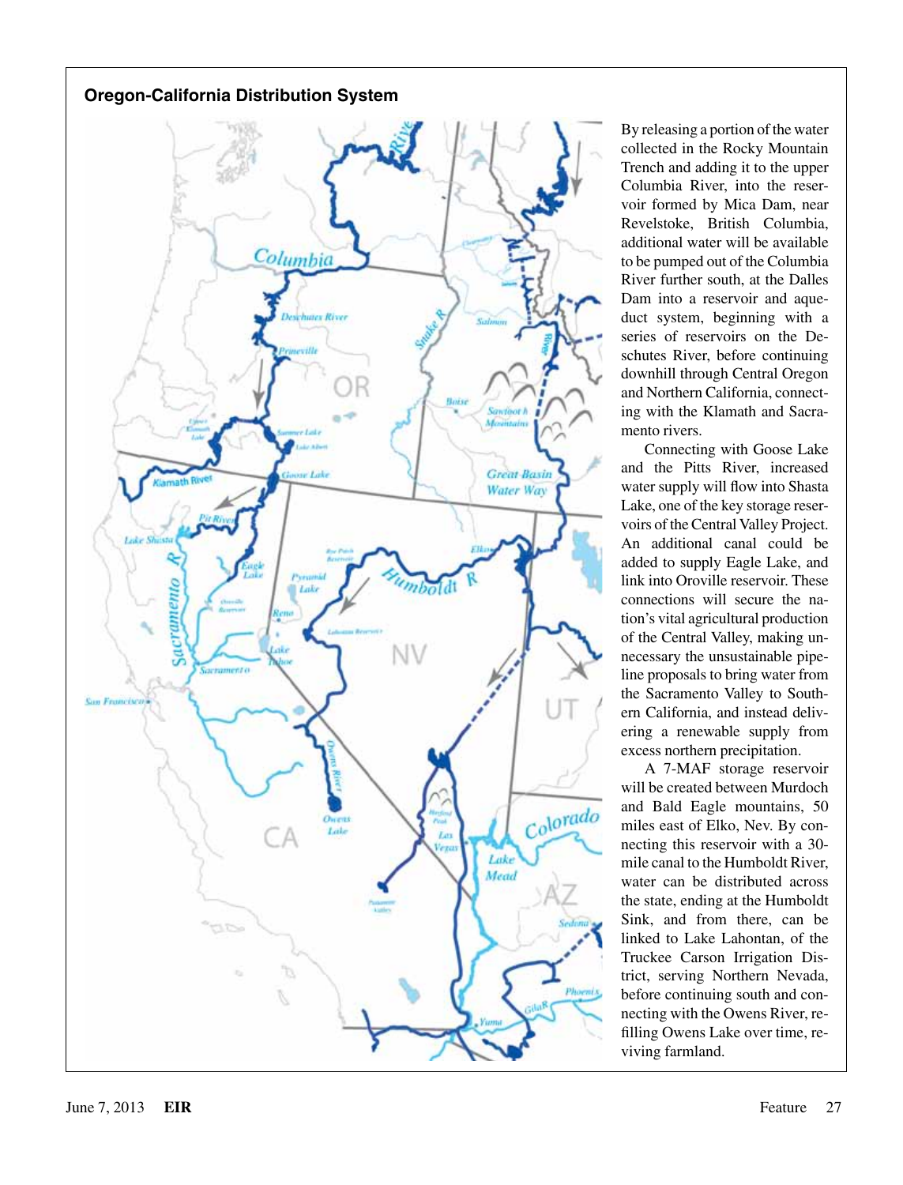## Oregon-California Distribution System

By releasing a portion of the water collected in the Rocky Mountain Trench and adding it to the upper Columbia River, into the reservoir formed by Mica Dam, near Revelstoke, British Columbia, additional water will be available to be pumped out of the Columbia River further south, at the Dalles Dam into a reservoir and aqueduct system, beginning with a series of reservoirs on the Deschutes River, before continuing downhill through Central Oregon and Northern California, connecting with the Klamath and Sacramento rivers.

Connecting with Goose Lake and the Pitts River, increased water supply will flow into Shasta Lake, one of the key storage reservoirs of the Central Valley Project. An additional canal could be added to supply Eagle Lake, and link into Oroville reservoir. These connections will secure the nation's vital agricultural production of the Central Valley, making unnecessary the unsustainable pipeline proposals to bring water from the Sacramento Valley to Southern California, and instead delivering a renewable supply from excess northern precipitation.

A 7-MAF storage reservoir will be created between Murdoch and Bald Eagle mountains, 50 miles east of Elko, Nev. By connecting this reservoir with a 30-mile canal to the Humboldt River, water can be distributed across the state, ending at the Humboldt Sink, and from there, can be linked to Lake Lahontan, of the Truckee Carson Irrigation District, serving Northern Nevada, before continuing south and connecting with the Owens River, refilling Owens Lake over time, reviving farmland.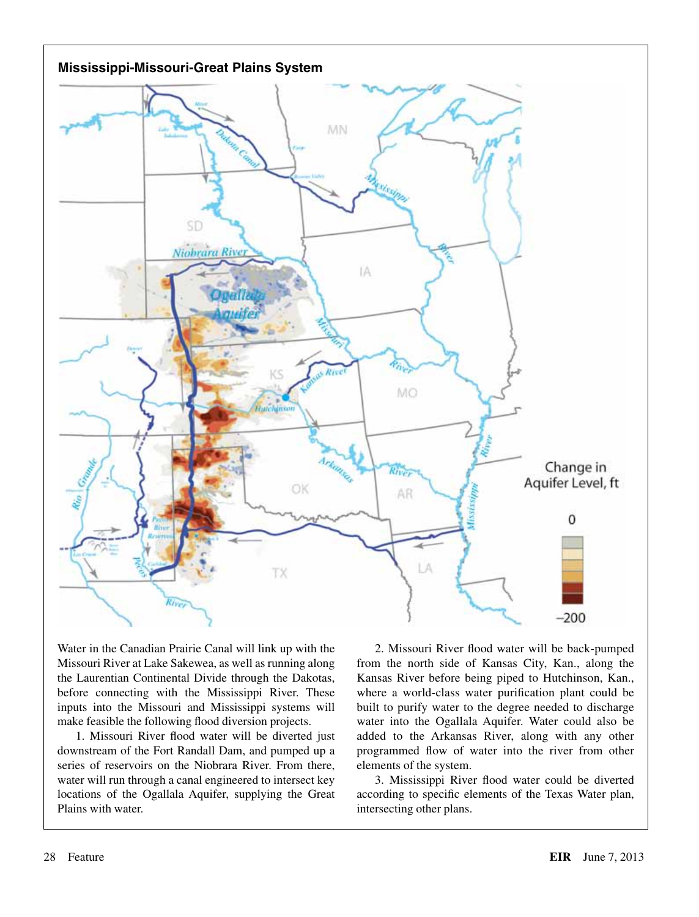## Mississippi-Missouri-Great Plains System

Water in the Canadian Prairie Canal will link up with the Missouri River at Lake Sakewea, as well as running along the Laurentian Continental Divide through the Dakotas, before connecting with the Mississippi River. These inputs into the Missouri and Mississippi systems will make feasible the following flood diversion projects.

1. Missouri River flood water will be diverted just downstream of the Fort Randall Dam, and pumped up a series of reservoirs on the Niobrara River. From there, water will run through a canal engineered to intersect key locations of the Ogallala Aquifer, supplying the Great Plains with water.

2. Missouri River flood water will be back-pumped from the north side of Kansas City, Kan., along the Kansas River before being piped to Hutchinson, Kan., where a world-class water purification plant could be built to purify water to the degree needed to discharge water into the Ogallala Aquifer. Water could also be added to the Arkansas River, along with any other programmed flow of water into the river from other elements of the system.

3. Mississippi River flood water could be diverted according to specific elements of the Texas Water plan, intersecting other plans.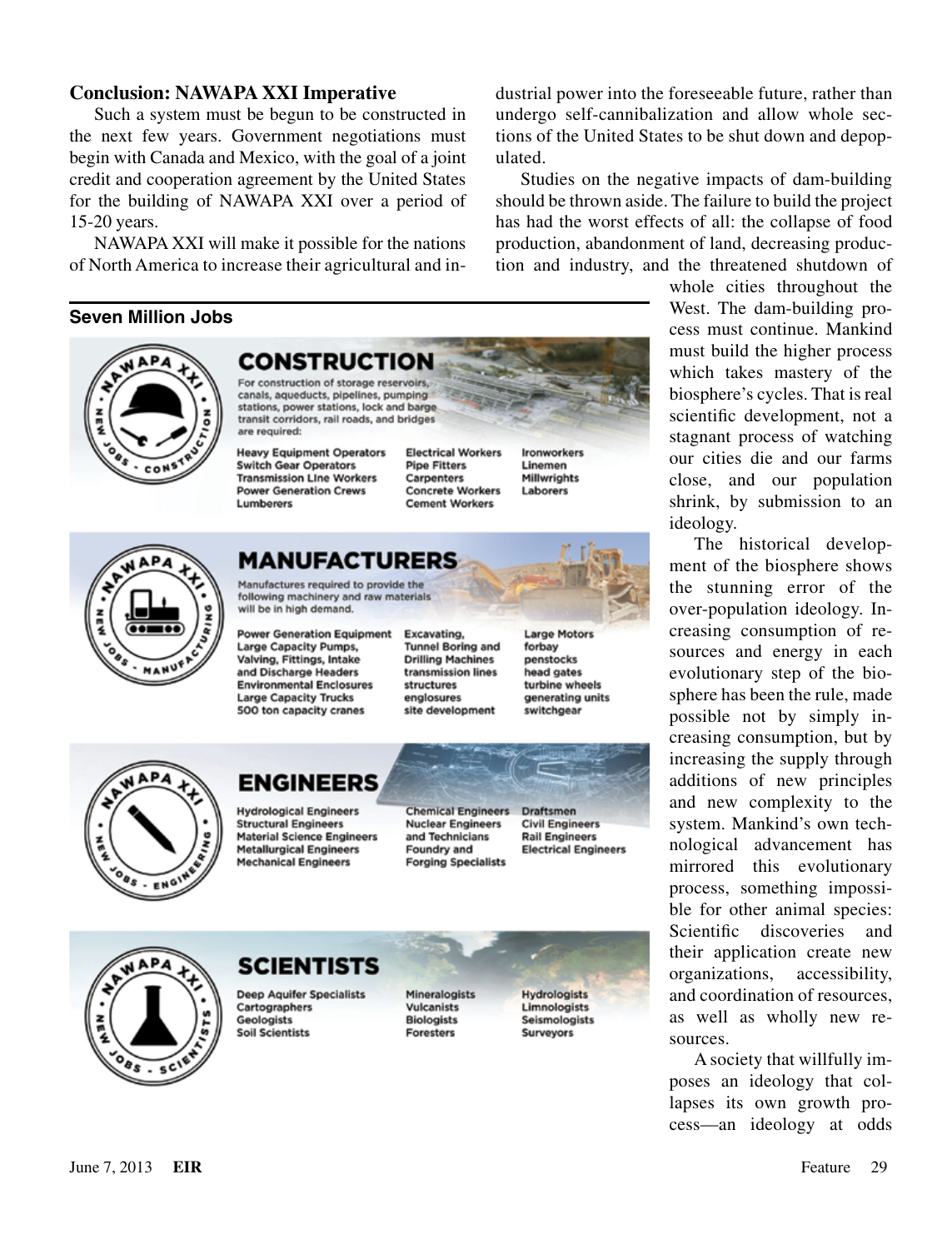## Conclusion: NAWAPA XXI Imperative

Such a system must be begun to be constructed in the next few years. Government negotiations must begin with Canada and Mexico, with the goal of a joint credit and cooperation agreement by the United States for the building of NAWAPA XXI over a period of 15-20 years.

NAWAPA XXI will make it possible for the nations of North America to increase their agricultural and industrial power into the foreseeable future, rather than undergo self-cannibalization and allow whole sections of the United States to be shut down and depopulated.

Studies on the negative impacts of dam-building should be thrown aside. The failure to build the project has had the worst effects of all: the collapse of food production, abandonment of land, decreasing production and industry, and the threatened shutdown of whole cities throughout the West. The dam-building process must continue. Mankind must build the higher process which takes mastery of the biosphere's cycles. That is real scientific development, not a stagnant process of watching our cities die and our farms close, and our population shrink, by submission to an ideology.

The historical development of the biosphere shows the stunning error of the over-population ideology. Increasing consumption of resources and energy in each evolutionary step of the biosphere has been the rule, made possible not by simply increasing consumption, but by increasing the supply through additions of new principles and new complexity to the system. Mankind's own technological advancement has mirrored this evolutionary process, something impossible for other animal species: Scientific discoveries and their application create new organizations, accessibility, and coordination of resources, as well as wholly new resources.

A society that willfully imposes an ideology that collapses its own growth process—an ideology at odds

### Seven Million Jobs

**CONSTRUCTION**

For construction of storage reservoirs, canals, aqueducts, pipelines, pumping stations, power stations, lock and barge transit corridors, rail roads, and bridges are required:

Heavy Equipment Operators
Switch Gear Operators
Transmission Line Workers
Power Generation Crews
Lumberers
Electrical Workers
Pipe Fitters
Carpenters
Concrete Workers
Cement Workers
Ironworkers
Linemen
Millwrights
Laborers

**MANUFACTURERS**

Manufactures required to provide the following machinery and raw materials will be in high demand.

Power Generation Equipment
Large Capacity Pumps,
Valving, Fittings, Intake and Discharge Headers
Environmental Enclosures
Large Capacity Trucks
500 ton capacity cranes
Excavating, Tunnel Boring and Drilling Machines
transmission lines
structures
englosures
site development
Large Motors
forbay
penstocks
head gates
turbine wheels
generating units
switchgear

**ENGINEERS**

Hydrological Engineers
Structural Engineers
Material Science Engineers
Metallurgical Engineers
Mechanical Engineers
Chemical Engineers
Nuclear Engineers and Technicians
Foundry and Forging Specialists
Draftsmen
Civil Engineers
Rail Engineers
Electrical Engineers

**SCIENTISTS**

Deep Aquifer Specialists
Cartographers
Geologists
Soil Scientists
Mineralogists
Vulcanists
Biologists
Foresters
Hydrologists
Limnologists
Seismologists
Surveyors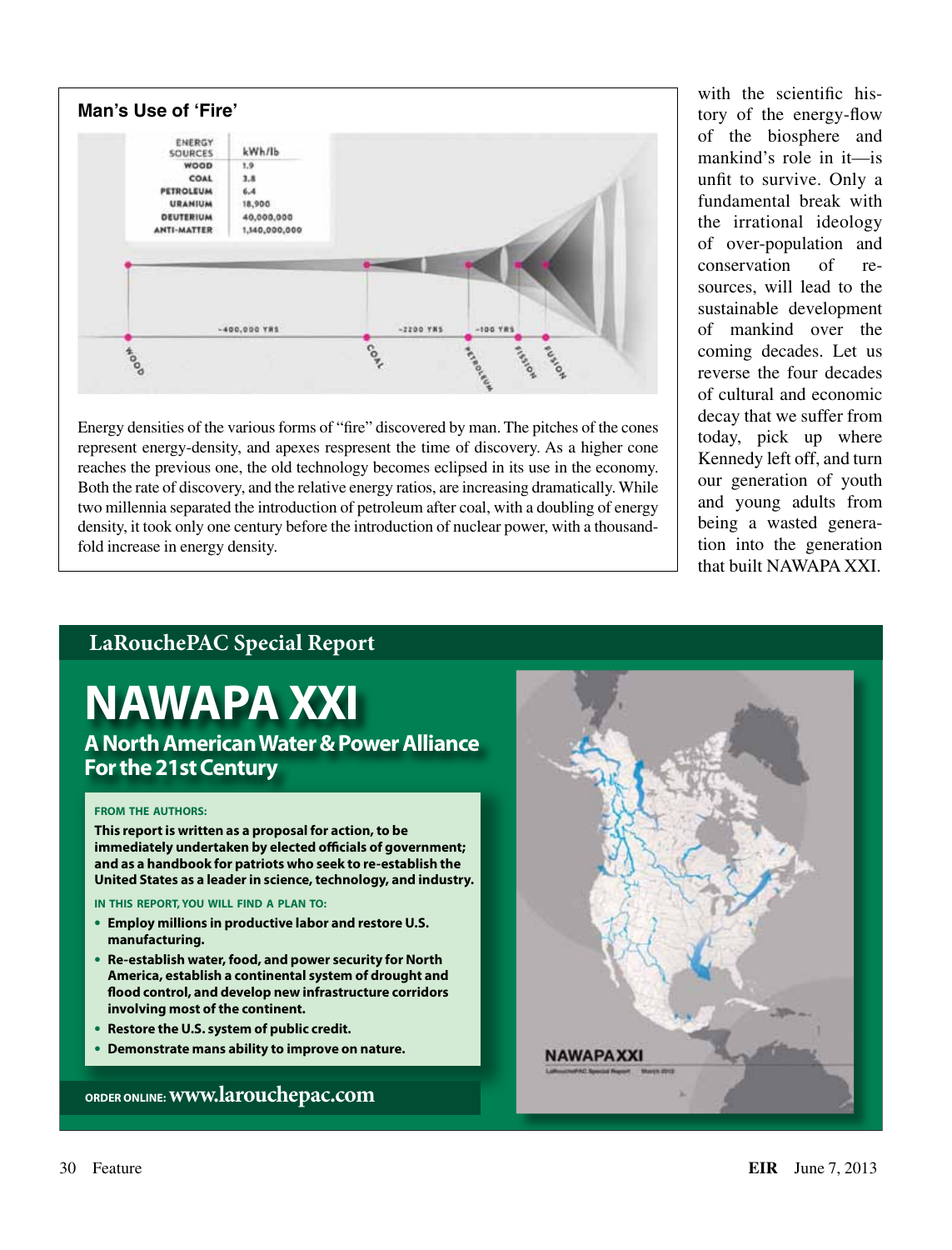**Man's Use of 'Fire'**

ENERGY SOURCES — kWh/lb
WOOD 1.9
COAL 3.8
PETROLEUM 6.4
URANIUM 18,900
DEUTERIUM 40,000,000
ANTI-MATTER 1,140,000,000

~400,000 YRS
~2200 YRS
~100 YRS

WOOD
COAL
PETROLEUM
FISSION
FUSION

Energy densities of the various forms of "fire" discovered by man. The pitches of the cones represent energy-density, and apexes respresent the time of discovery. As a higher cone reaches the previous one, the old technology becomes eclipsed in its use in the economy. Both the rate of discovery, and the relative energy ratios, are increasing dramatically. While two millennia separated the introduction of petroleum after coal, with a doubling of energy density, it took only one century before the introduction of nuclear power, with a thousand-fold increase in energy density.

with the scientific history of the energy-flow of the biosphere and mankind's role in it—is unfit to survive. Only a fundamental break with the irrational ideology of over-population and conservation of resources, will lead to the sustainable development of mankind over the coming decades. Let us reverse the four decades of cultural and economic decay that we suffer from today, pick up where Kennedy left off, and turn our generation of youth and young adults from being a wasted generation into the generation that built NAWAPA XXI.

## LaRouchePAC Special Report

# NAWAPA XXI

### A North American Water & Power Alliance For the 21st Century

**FROM THE AUTHORS:**

**This report is written as a proposal for action, to be immediately undertaken by elected officials of government; and as a handbook for patriots who seek to re-establish the United States as a leader in science, technology, and industry.**

**IN THIS REPORT, YOU WILL FIND A PLAN TO:**

- **Employ millions in productive labor and restore U.S. manufacturing.**
- **Re-establish water, food, and power security for North America, establish a continental system of drought and flood control, and develop new infrastructure corridors involving most of the continent.**
- **Restore the U.S. system of public credit.**
- **Demonstrate mans ability to improve on nature.**

ORDER ONLINE: **www.larouchepac.com**

NAWAPA XXI